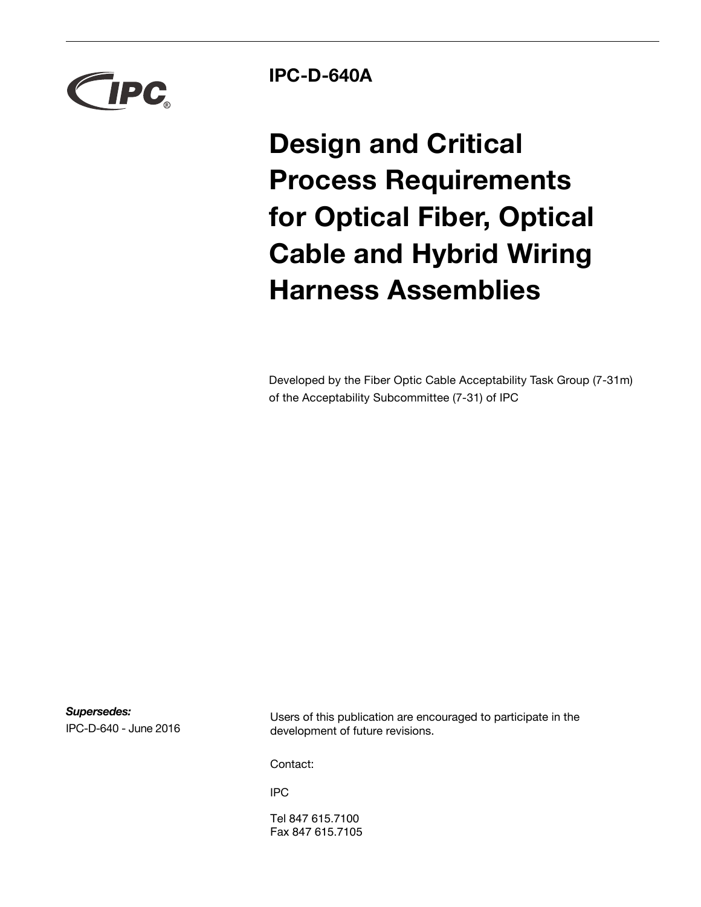IPC-D-640A

# Design and Critical Process Requirements for Optical Fiber, Optical Cable and Hybrid Wiring Harness Assemblies

Developed by the Fiber Optic Cable Acceptability Task Group (7-31m) of the Acceptability Subcommittee (7-31) of IPC

***Supersedes:***
IPC-D-640 - June 2016

Users of this publication are encouraged to participate in the development of future revisions.

Contact:

IPC

Tel 847 615.7100
Fax 847 615.7105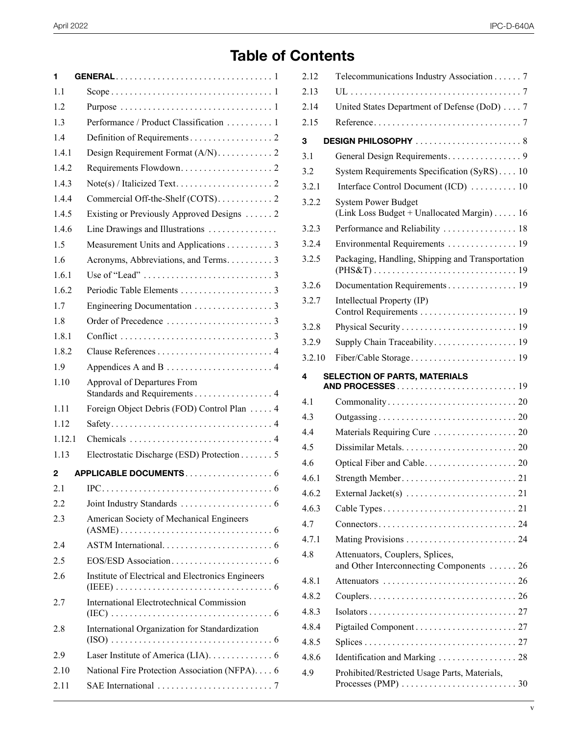# Table of Contents

| | | |
|---|---|---|
| **1** | **GENERAL** | 1 |
| 1.1 | Scope | 1 |
| 1.2 | Purpose | 1 |
| 1.3 | Performance / Product Classification | 1 |
| 1.4 | Definition of Requirements | 2 |
| 1.4.1 | Design Requirement Format (A/N) | 2 |
| 1.4.2 | Requirements Flowdown | 2 |
| 1.4.3 | Note(s) / Italicized Text | 2 |
| 1.4.4 | Commercial Off-the-Shelf (COTS) | 2 |
| 1.4.5 | Existing or Previously Approved Designs | 2 |
| 1.4.6 | Line Drawings and Illustrations | |
| 1.5 | Measurement Units and Applications | 3 |
| 1.6 | Acronyms, Abbreviations, and Terms | 3 |
| 1.6.1 | Use of “Lead” | 3 |
| 1.6.2 | Periodic Table Elements | 3 |
| 1.7 | Engineering Documentation | 3 |
| 1.8 | Order of Precedence | 3 |
| 1.8.1 | Conflict | 3 |
| 1.8.2 | Clause References | 4 |
| 1.9 | Appendices A and B | 4 |
| 1.10 | Approval of Departures From Standards and Requirements | 4 |
| 1.11 | Foreign Object Debris (FOD) Control Plan | 4 |
| 1.12 | Safety | 4 |
| 1.12.1 | Chemicals | 4 |
| 1.13 | Electrostatic Discharge (ESD) Protection | 5 |
| **2** | **APPLICABLE DOCUMENTS** | 6 |
| 2.1 | IPC | 6 |
| 2.2 | Joint Industry Standards | 6 |
| 2.3 | American Society of Mechanical Engineers (ASME) | 6 |
| 2.4 | ASTM International | 6 |
| 2.5 | EOS/ESD Association | 6 |
| 2.6 | Institute of Electrical and Electronics Engineers (IEEE) | 6 |
| 2.7 | International Electrotechnical Commission (IEC) | 6 |
| 2.8 | International Organization for Standardization (ISO) | 6 |
| 2.9 | Laser Institute of America (LIA) | 6 |
| 2.10 | National Fire Protection Association (NFPA) | 6 |
| 2.11 | SAE International | 7 |
| 2.12 | Telecommunications Industry Association | 7 |
| 2.13 | UL | 7 |
| 2.14 | United States Department of Defense (DoD) | 7 |
| 2.15 | Reference | 7 |
| **3** | **DESIGN PHILOSOPHY** | 8 |
| 3.1 | General Design Requirements | 9 |
| 3.2 | System Requirements Specification (SyRS) | 10 |
| 3.2.1 | Interface Control Document (ICD) | 10 |
| 3.2.2 | System Power Budget (Link Loss Budget + Unallocated Margin) | 16 |
| 3.2.3 | Performance and Reliability | 18 |
| 3.2.4 | Environmental Requirements | 19 |
| 3.2.5 | Packaging, Handling, Shipping and Transportation (PHS&T) | 19 |
| 3.2.6 | Documentation Requirements | 19 |
| 3.2.7 | Intellectual Property (IP) Control Requirements | 19 |
| 3.2.8 | Physical Security | 19 |
| 3.2.9 | Supply Chain Traceability | 19 |
| 3.2.10 | Fiber/Cable Storage | 19 |
| **4** | **SELECTION OF PARTS, MATERIALS AND PROCESSES** | 19 |
| 4.1 | Commonality | 20 |
| 4.3 | Outgassing | 20 |
| 4.4 | Materials Requiring Cure | 20 |
| 4.5 | Dissimilar Metals | 20 |
| 4.6 | Optical Fiber and Cable | 20 |
| 4.6.1 | Strength Member | 21 |
| 4.6.2 | External Jacket(s) | 21 |
| 4.6.3 | Cable Types | 21 |
| 4.7 | Connectors | 24 |
| 4.7.1 | Mating Provisions | 24 |
| 4.8 | Attenuators, Couplers, Splices, and Other Interconnecting Components | 26 |
| 4.8.1 | Attenuators | 26 |
| 4.8.2 | Couplers | 26 |
| 4.8.3 | Isolators | 27 |
| 4.8.4 | Pigtailed Component | 27 |
| 4.8.5 | Splices | 27 |
| 4.8.6 | Identification and Marking | 28 |
| 4.9 | Prohibited/Restricted Usage Parts, Materials, Processes (PMP) | 30 |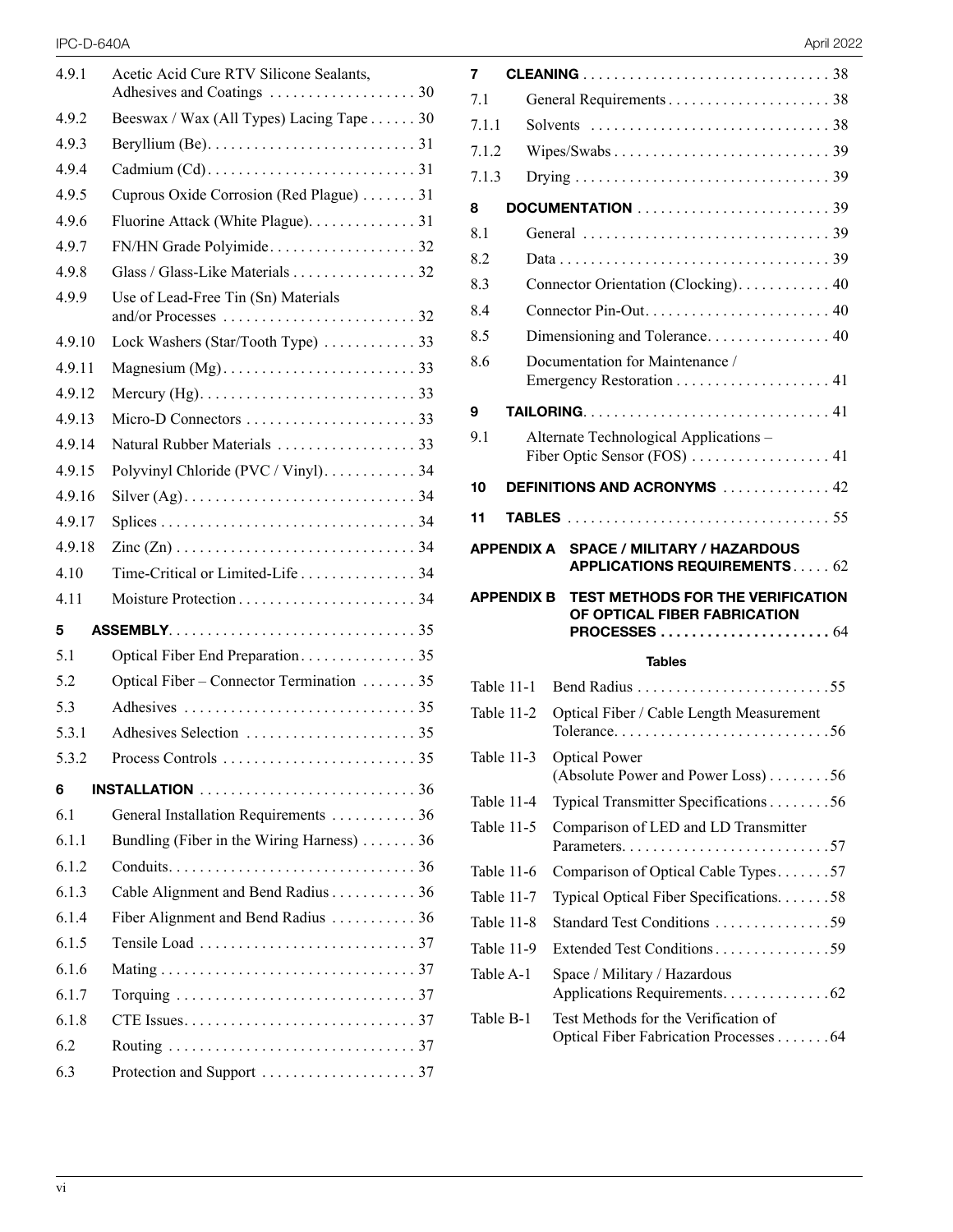4.9.1 Acetic Acid Cure RTV Silicone Sealants, Adhesives and Coatings . . . . . . . . . . . . . . . . . . 30

4.9.2 Beeswax / Wax (All Types) Lacing Tape . . . . . . 30

4.9.3 Beryllium (Be). . . . . . . . . . . . . . . . . . . . . . . . . . 31

4.9.4 Cadmium (Cd). . . . . . . . . . . . . . . . . . . . . . . . . . 31

4.9.5 Cuprous Oxide Corrosion (Red Plague) . . . . . . . 31

4.9.6 Fluorine Attack (White Plague). . . . . . . . . . . . . . 31

4.9.7 FN/HN Grade Polyimide. . . . . . . . . . . . . . . . . . . 32

4.9.8 Glass / Glass-Like Materials . . . . . . . . . . . . . . . . 32

4.9.9 Use of Lead-Free Tin (Sn) Materials and/or Processes . . . . . . . . . . . . . . . . . . . . . . . . . 32

4.9.10 Lock Washers (Star/Tooth Type) . . . . . . . . . . . . 33

4.9.11 Magnesium (Mg). . . . . . . . . . . . . . . . . . . . . . . . . 33

4.9.12 Mercury (Hg). . . . . . . . . . . . . . . . . . . . . . . . . . . 33

4.9.13 Micro-D Connectors . . . . . . . . . . . . . . . . . . . . . . 33

4.9.14 Natural Rubber Materials . . . . . . . . . . . . . . . . . . 33

4.9.15 Polyvinyl Chloride (PVC / Vinyl). . . . . . . . . . . . 34

4.9.16 Silver (Ag). . . . . . . . . . . . . . . . . . . . . . . . . . . . . . 34

4.9.17 Splices . . . . . . . . . . . . . . . . . . . . . . . . . . . . . . . . 34

4.9.18 Zinc (Zn) . . . . . . . . . . . . . . . . . . . . . . . . . . . . . . 34

4.10 Time-Critical or Limited-Life . . . . . . . . . . . . . . . 34

4.11 Moisture Protection . . . . . . . . . . . . . . . . . . . . . . . 34

**5 ASSEMBLY**. . . . . . . . . . . . . . . . . . . . . . . . . . . . . . . 35

5.1 Optical Fiber End Preparation. . . . . . . . . . . . . . . 35

5.2 Optical Fiber – Connector Termination . . . . . . . 35

5.3 Adhesives . . . . . . . . . . . . . . . . . . . . . . . . . . . . . 35

5.3.1 Adhesives Selection . . . . . . . . . . . . . . . . . . . . . . 35

5.3.2 Process Controls . . . . . . . . . . . . . . . . . . . . . . . . . 35

**6 INSTALLATION** . . . . . . . . . . . . . . . . . . . . . . . . . . . 36

6.1 General Installation Requirements . . . . . . . . . . . 36

6.1.1 Bundling (Fiber in the Wiring Harness) . . . . . . . 36

6.1.2 Conduits. . . . . . . . . . . . . . . . . . . . . . . . . . . . . . . 36

6.1.3 Cable Alignment and Bend Radius . . . . . . . . . . . 36

6.1.4 Fiber Alignment and Bend Radius . . . . . . . . . . . 36

6.1.5 Tensile Load . . . . . . . . . . . . . . . . . . . . . . . . . . . 37

6.1.6 Mating . . . . . . . . . . . . . . . . . . . . . . . . . . . . . . . . 37

6.1.7 Torquing . . . . . . . . . . . . . . . . . . . . . . . . . . . . . . 37

6.1.8 CTE Issues. . . . . . . . . . . . . . . . . . . . . . . . . . . . . 37

6.2 Routing . . . . . . . . . . . . . . . . . . . . . . . . . . . . . . . 37

6.3 Protection and Support . . . . . . . . . . . . . . . . . . . . 37

**7 CLEANING** . . . . . . . . . . . . . . . . . . . . . . . . . . . . . . . 38

7.1 General Requirements . . . . . . . . . . . . . . . . . . . . . 38

7.1.1 Solvents . . . . . . . . . . . . . . . . . . . . . . . . . . . . . . . 38

7.1.2 Wipes/Swabs . . . . . . . . . . . . . . . . . . . . . . . . . . . . 39

7.1.3 Drying . . . . . . . . . . . . . . . . . . . . . . . . . . . . . . . . . 39

**8 DOCUMENTATION** . . . . . . . . . . . . . . . . . . . . . . . . . 39

8.1 General . . . . . . . . . . . . . . . . . . . . . . . . . . . . . . . . 39

8.2 Data . . . . . . . . . . . . . . . . . . . . . . . . . . . . . . . . . . . 39

8.3 Connector Orientation (Clocking). . . . . . . . . . . . 40

8.4 Connector Pin-Out. . . . . . . . . . . . . . . . . . . . . . . . 40

8.5 Dimensioning and Tolerance. . . . . . . . . . . . . . . . 40

8.6 Documentation for Maintenance / Emergency Restoration . . . . . . . . . . . . . . . . . . . . 41

**9 TAILORING**. . . . . . . . . . . . . . . . . . . . . . . . . . . . . . . 41

9.1 Alternate Technological Applications – Fiber Optic Sensor (FOS) . . . . . . . . . . . . . . . . . . 41

**10 DEFINITIONS AND ACRONYMS** . . . . . . . . . . . . . . 42

**11 TABLES** . . . . . . . . . . . . . . . . . . . . . . . . . . . . . . . . . . 55

**APPENDIX A SPACE / MILITARY / HAZARDOUS APPLICATIONS REQUIREMENTS** . . . . . 62

**APPENDIX B TEST METHODS FOR THE VERIFICATION OF OPTICAL FIBER FABRICATION PROCESSES** . . . . . . . . . . . . . . . . . . . . . . 64

**Tables**

Table 11-1 Bend Radius . . . . . . . . . . . . . . . . . . . . . . . . .55

Table 11-2 Optical Fiber / Cable Length Measurement Tolerance. . . . . . . . . . . . . . . . . . . . . . . . . . . .56

Table 11-3 Optical Power (Absolute Power and Power Loss) . . . . . . . .56

Table 11-4 Typical Transmitter Specifications . . . . . . . .56

Table 11-5 Comparison of LED and LD Transmitter Parameters. . . . . . . . . . . . . . . . . . . . . . . . . . .57

Table 11-6 Comparison of Optical Cable Types. . . . . . .57

Table 11-7 Typical Optical Fiber Specifications. . . . . . .58

Table 11-8 Standard Test Conditions . . . . . . . . . . . . . . .59

Table 11-9 Extended Test Conditions. . . . . . . . . . . . . . .59

Table A-1 Space / Military / Hazardous Applications Requirements. . . . . . . . . . . . . .62

Table B-1 Test Methods for the Verification of Optical Fiber Fabrication Processes . . . . . . .64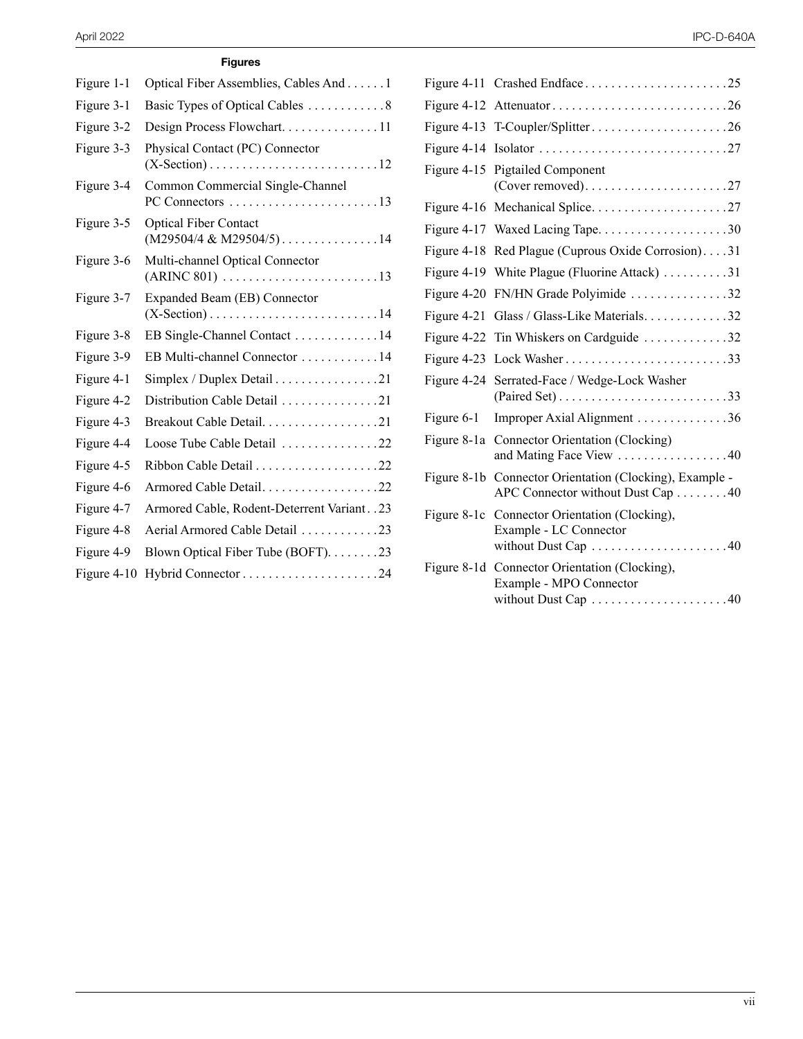**Figures**

| Figure | Title | Page |
|---|---|---|
| Figure 1-1 | Optical Fiber Assemblies, Cables And | 1 |
| Figure 3-1 | Basic Types of Optical Cables | 8 |
| Figure 3-2 | Design Process Flowchart | 11 |
| Figure 3-3 | Physical Contact (PC) Connector (X-Section) | 12 |
| Figure 3-4 | Common Commercial Single-Channel PC Connectors | 13 |
| Figure 3-5 | Optical Fiber Contact (M29504/4 & M29504/5) | 14 |
| Figure 3-6 | Multi-channel Optical Connector (ARINC 801) | 13 |
| Figure 3-7 | Expanded Beam (EB) Connector (X-Section) | 14 |
| Figure 3-8 | EB Single-Channel Contact | 14 |
| Figure 3-9 | EB Multi-channel Connector | 14 |
| Figure 4-1 | Simplex / Duplex Detail | 21 |
| Figure 4-2 | Distribution Cable Detail | 21 |
| Figure 4-3 | Breakout Cable Detail | 21 |
| Figure 4-4 | Loose Tube Cable Detail | 22 |
| Figure 4-5 | Ribbon Cable Detail | 22 |
| Figure 4-6 | Armored Cable Detail | 22 |
| Figure 4-7 | Armored Cable, Rodent-Deterrent Variant | 23 |
| Figure 4-8 | Aerial Armored Cable Detail | 23 |
| Figure 4-9 | Blown Optical Fiber Tube (BOFT) | 23 |
| Figure 4-10 | Hybrid Connector | 24 |
| Figure 4-11 | Crashed Endface | 25 |
| Figure 4-12 | Attenuator | 26 |
| Figure 4-13 | T-Coupler/Splitter | 26 |
| Figure 4-14 | Isolator | 27 |
| Figure 4-15 | Pigtailed Component (Cover removed) | 27 |
| Figure 4-16 | Mechanical Splice | 27 |
| Figure 4-17 | Waxed Lacing Tape | 30 |
| Figure 4-18 | Red Plague (Cuprous Oxide Corrosion) | 31 |
| Figure 4-19 | White Plague (Fluorine Attack) | 31 |
| Figure 4-20 | FN/HN Grade Polyimide | 32 |
| Figure 4-21 | Glass / Glass-Like Materials | 32 |
| Figure 4-22 | Tin Whiskers on Cardguide | 32 |
| Figure 4-23 | Lock Washer | 33 |
| Figure 4-24 | Serrated-Face / Wedge-Lock Washer (Paired Set) | 33 |
| Figure 6-1 | Improper Axial Alignment | 36 |
| Figure 8-1a | Connector Orientation (Clocking) and Mating Face View | 40 |
| Figure 8-1b | Connector Orientation (Clocking), Example - APC Connector without Dust Cap | 40 |
| Figure 8-1c | Connector Orientation (Clocking), Example - LC Connector without Dust Cap | 40 |
| Figure 8-1d | Connector Orientation (Clocking), Example - MPO Connector without Dust Cap | 40 |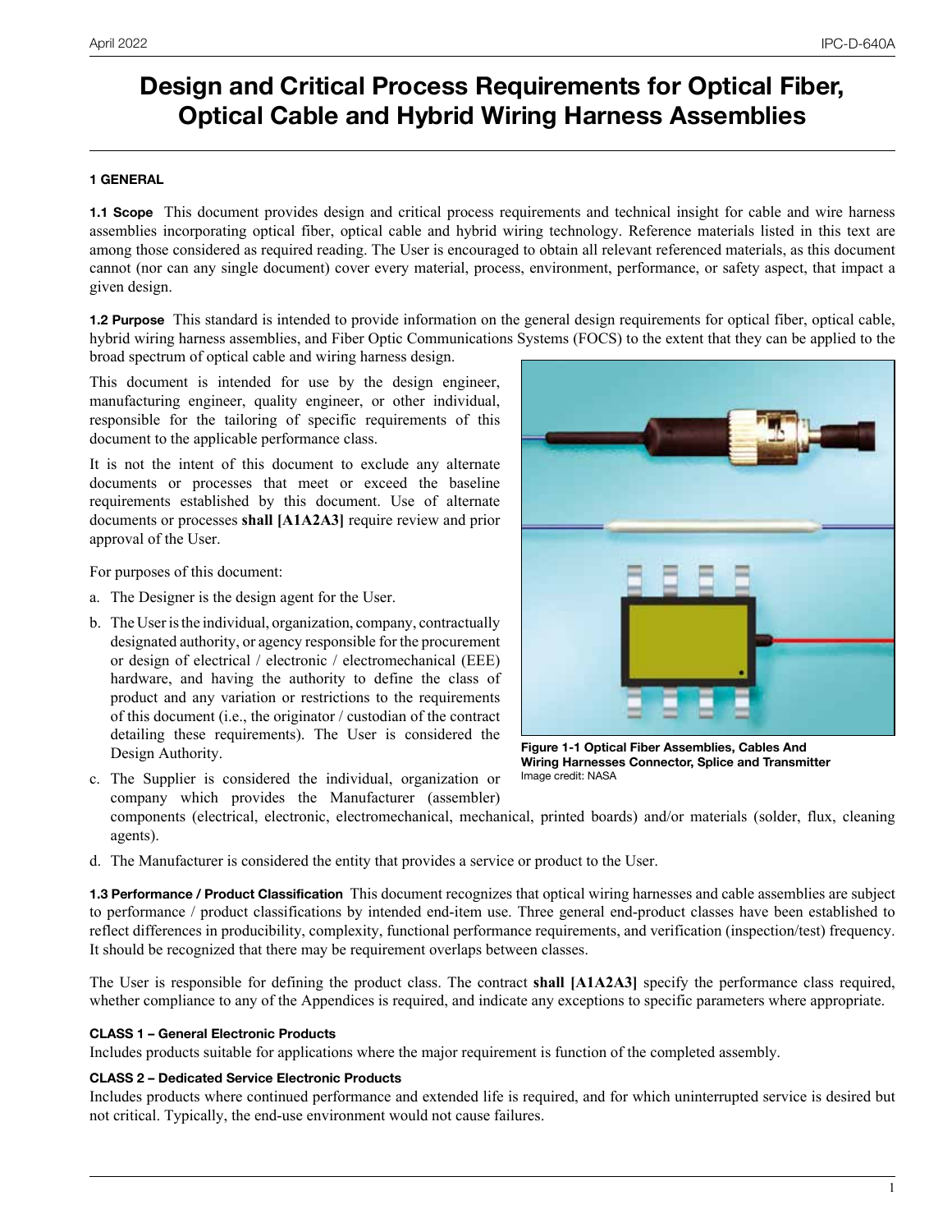# Design and Critical Process Requirements for Optical Fiber, Optical Cable and Hybrid Wiring Harness Assemblies

## 1 GENERAL

**1.1 Scope** This document provides design and critical process requirements and technical insight for cable and wire harness assemblies incorporating optical fiber, optical cable and hybrid wiring technology. Reference materials listed in this text are among those considered as required reading. The User is encouraged to obtain all relevant referenced materials, as this document cannot (nor can any single document) cover every material, process, environment, performance, or safety aspect, that impact a given design.

**1.2 Purpose** This standard is intended to provide information on the general design requirements for optical fiber, optical cable, hybrid wiring harness assemblies, and Fiber Optic Communications Systems (FOCS) to the extent that they can be applied to the broad spectrum of optical cable and wiring harness design.

This document is intended for use by the design engineer, manufacturing engineer, quality engineer, or other individual, responsible for the tailoring of specific requirements of this document to the applicable performance class.

It is not the intent of this document to exclude any alternate documents or processes that meet or exceed the baseline requirements established by this document. Use of alternate documents or processes **shall [A1A2A3]** require review and prior approval of the User.

For purposes of this document:

a. The Designer is the design agent for the User.

b. The User is the individual, organization, company, contractually designated authority, or agency responsible for the procurement or design of electrical / electronic / electromechanical (EEE) hardware, and having the authority to define the class of product and any variation or restrictions to the requirements of this document (i.e., the originator / custodian of the contract detailing these requirements). The User is considered the Design Authority.

c. The Supplier is considered the individual, organization or company which provides the Manufacturer (assembler) components (electrical, electronic, electromechanical, mechanical, printed boards) and/or materials (solder, flux, cleaning agents).

d. The Manufacturer is considered the entity that provides a service or product to the User.

**Figure 1-1 Optical Fiber Assemblies, Cables And Wiring Harnesses Connector, Splice and Transmitter**
Image credit: NASA

**1.3 Performance / Product Classification** This document recognizes that optical wiring harnesses and cable assemblies are subject to performance / product classifications by intended end-item use. Three general end-product classes have been established to reflect differences in producibility, complexity, functional performance requirements, and verification (inspection/test) frequency. It should be recognized that there may be requirement overlaps between classes.

The User is responsible for defining the product class. The contract **shall [A1A2A3]** specify the performance class required, whether compliance to any of the Appendices is required, and indicate any exceptions to specific parameters where appropriate.

**CLASS 1 – General Electronic Products**
Includes products suitable for applications where the major requirement is function of the completed assembly.

**CLASS 2 – Dedicated Service Electronic Products**
Includes products where continued performance and extended life is required, and for which uninterrupted service is desired but not critical. Typically, the end-use environment would not cause failures.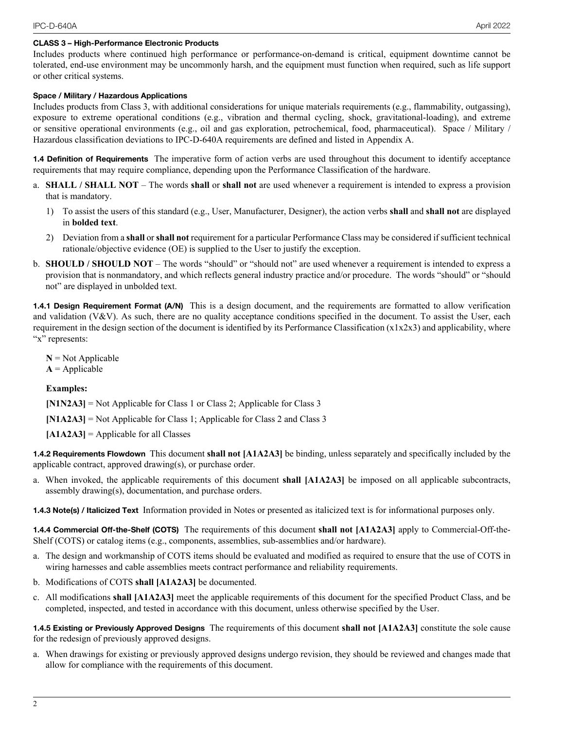**CLASS 3 – High-Performance Electronic Products**

Includes products where continued high performance or performance-on-demand is critical, equipment downtime cannot be tolerated, end-use environment may be uncommonly harsh, and the equipment must function when required, such as life support or other critical systems.

**Space / Military / Hazardous Applications**

Includes products from Class 3, with additional considerations for unique materials requirements (e.g., flammability, outgassing), exposure to extreme operational conditions (e.g., vibration and thermal cycling, shock, gravitational-loading), and extreme or sensitive operational environments (e.g., oil and gas exploration, petrochemical, food, pharmaceutical). Space / Military / Hazardous classification deviations to IPC-D-640A requirements are defined and listed in Appendix A.

**1.4 Definition of Requirements** The imperative form of action verbs are used throughout this document to identify acceptance requirements that may require compliance, depending upon the Performance Classification of the hardware.

a. **SHALL / SHALL NOT** – The words **shall** or **shall not** are used whenever a requirement is intended to express a provision that is mandatory.

   1) To assist the users of this standard (e.g., User, Manufacturer, Designer), the action verbs **shall** and **shall not** are displayed in **bolded text**.

   2) Deviation from a **shall** or **shall not** requirement for a particular Performance Class may be considered if sufficient technical rationale/objective evidence (OE) is supplied to the User to justify the exception.

b. **SHOULD / SHOULD NOT** – The words "should" or "should not" are used whenever a requirement is intended to express a provision that is nonmandatory, and which reflects general industry practice and/or procedure. The words "should" or "should not" are displayed in unbolded text.

**1.4.1 Design Requirement Format (A/N)** This is a design document, and the requirements are formatted to allow verification and validation (V&V). As such, there are no quality acceptance conditions specified in the document. To assist the User, each requirement in the design section of the document is identified by its Performance Classification (x1x2x3) and applicability, where "x" represents:

**N** = Not Applicable
**A** = Applicable

**Examples:**

**[N1N2A3]** = Not Applicable for Class 1 or Class 2; Applicable for Class 3

**[N1A2A3]** = Not Applicable for Class 1; Applicable for Class 2 and Class 3

**[A1A2A3]** = Applicable for all Classes

**1.4.2 Requirements Flowdown** This document **shall not [A1A2A3]** be binding, unless separately and specifically included by the applicable contract, approved drawing(s), or purchase order.

a. When invoked, the applicable requirements of this document **shall [A1A2A3]** be imposed on all applicable subcontracts, assembly drawing(s), documentation, and purchase orders.

**1.4.3 Note(s) / Italicized Text** Information provided in Notes or presented as italicized text is for informational purposes only.

**1.4.4 Commercial Off-the-Shelf (COTS)** The requirements of this document **shall not [A1A2A3]** apply to Commercial-Off-the-Shelf (COTS) or catalog items (e.g., components, assemblies, sub-assemblies and/or hardware).

a. The design and workmanship of COTS items should be evaluated and modified as required to ensure that the use of COTS in wiring harnesses and cable assemblies meets contract performance and reliability requirements.

b. Modifications of COTS **shall [A1A2A3]** be documented.

c. All modifications **shall [A1A2A3]** meet the applicable requirements of this document for the specified Product Class, and be completed, inspected, and tested in accordance with this document, unless otherwise specified by the User.

**1.4.5 Existing or Previously Approved Designs** The requirements of this document **shall not [A1A2A3]** constitute the sole cause for the redesign of previously approved designs.

a. When drawings for existing or previously approved designs undergo revision, they should be reviewed and changes made that allow for compliance with the requirements of this document.